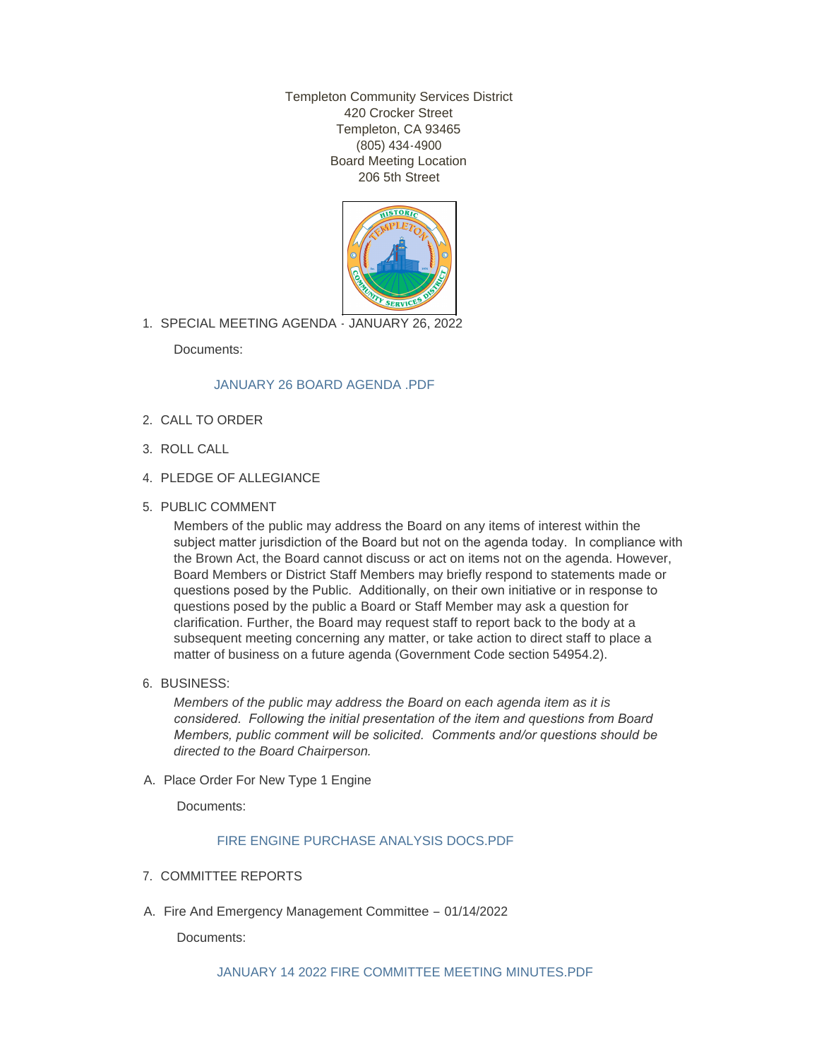Templeton Community Services District
420 Crocker Street
Templeton, CA 93465
(805) 434-4900
Board Meeting Location
206 5th Street

1. SPECIAL MEETING AGENDA - JANUARY 26, 2022

   Documents:

   JANUARY 26 BOARD AGENDA .PDF

2. CALL TO ORDER

3. ROLL CALL

4. PLEDGE OF ALLEGIANCE

5. PUBLIC COMMENT

   Members of the public may address the Board on any items of interest within the subject matter jurisdiction of the Board but not on the agenda today. In compliance with the Brown Act, the Board cannot discuss or act on items not on the agenda. However, Board Members or District Staff Members may briefly respond to statements made or questions posed by the Public. Additionally, on their own initiative or in response to questions posed by the public a Board or Staff Member may ask a question for clarification. Further, the Board may request staff to report back to the body at a subsequent meeting concerning any matter, or take action to direct staff to place a matter of business on a future agenda (Government Code section 54954.2).

6. BUSINESS:

   *Members of the public may address the Board on each agenda item as it is considered. Following the initial presentation of the item and questions from Board Members, public comment will be solicited. Comments and/or questions should be directed to the Board Chairperson.*

A. Place Order For New Type 1 Engine

   Documents:

   FIRE ENGINE PURCHASE ANALYSIS DOCS.PDF

7. COMMITTEE REPORTS

A. Fire And Emergency Management Committee – 01/14/2022

   Documents:

   JANUARY 14 2022 FIRE COMMITTEE MEETING MINUTES.PDF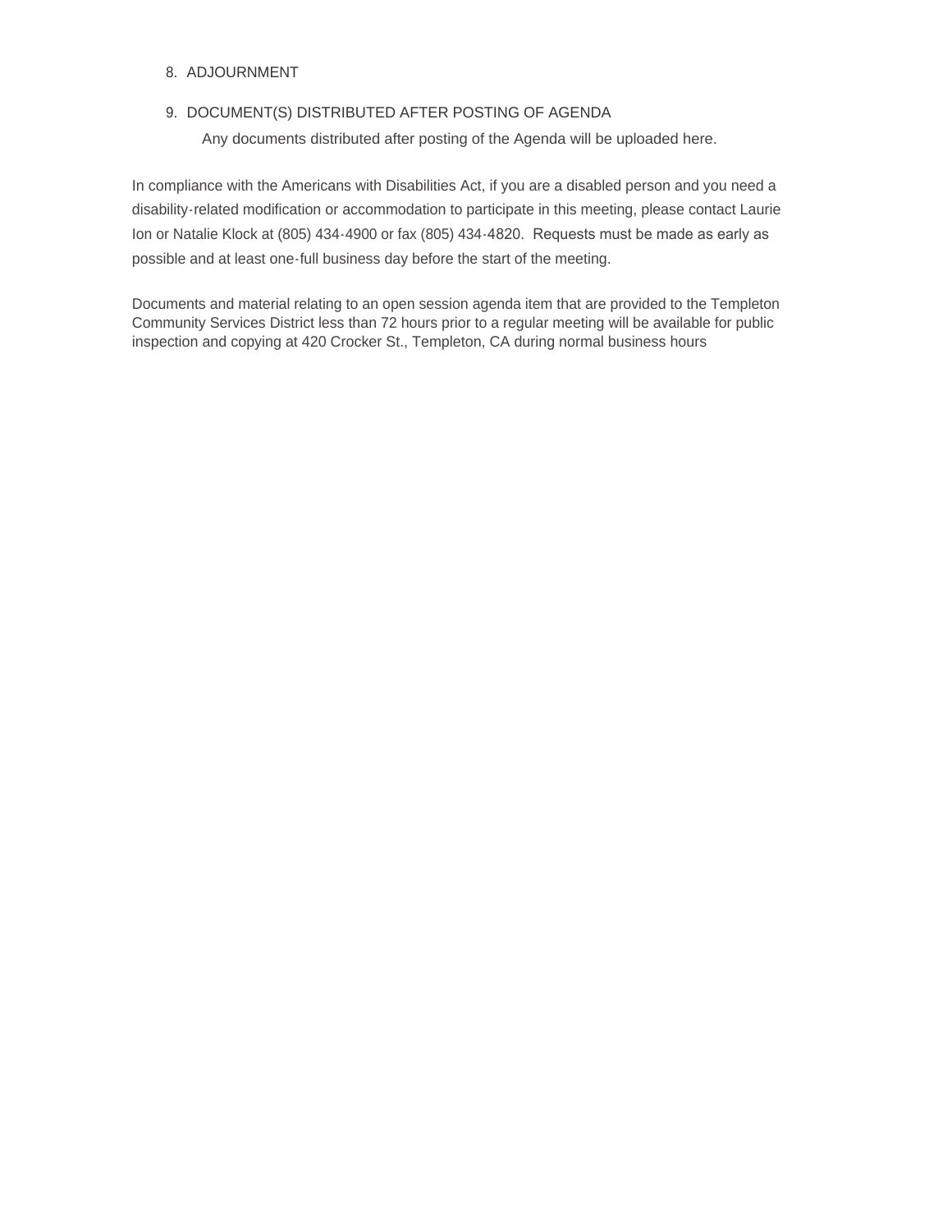8. ADJOURNMENT

9. DOCUMENT(S) DISTRIBUTED AFTER POSTING OF AGENDA

   Any documents distributed after posting of the Agenda will be uploaded here.

In compliance with the Americans with Disabilities Act, if you are a disabled person and you need a disability-related modification or accommodation to participate in this meeting, please contact Laurie Ion or Natalie Klock at (805) 434-4900 or fax (805) 434-4820. Requests must be made as early as possible and at least one-full business day before the start of the meeting.

Documents and material relating to an open session agenda item that are provided to the Templeton Community Services District less than 72 hours prior to a regular meeting will be available for public inspection and copying at 420 Crocker St., Templeton, CA during normal business hours